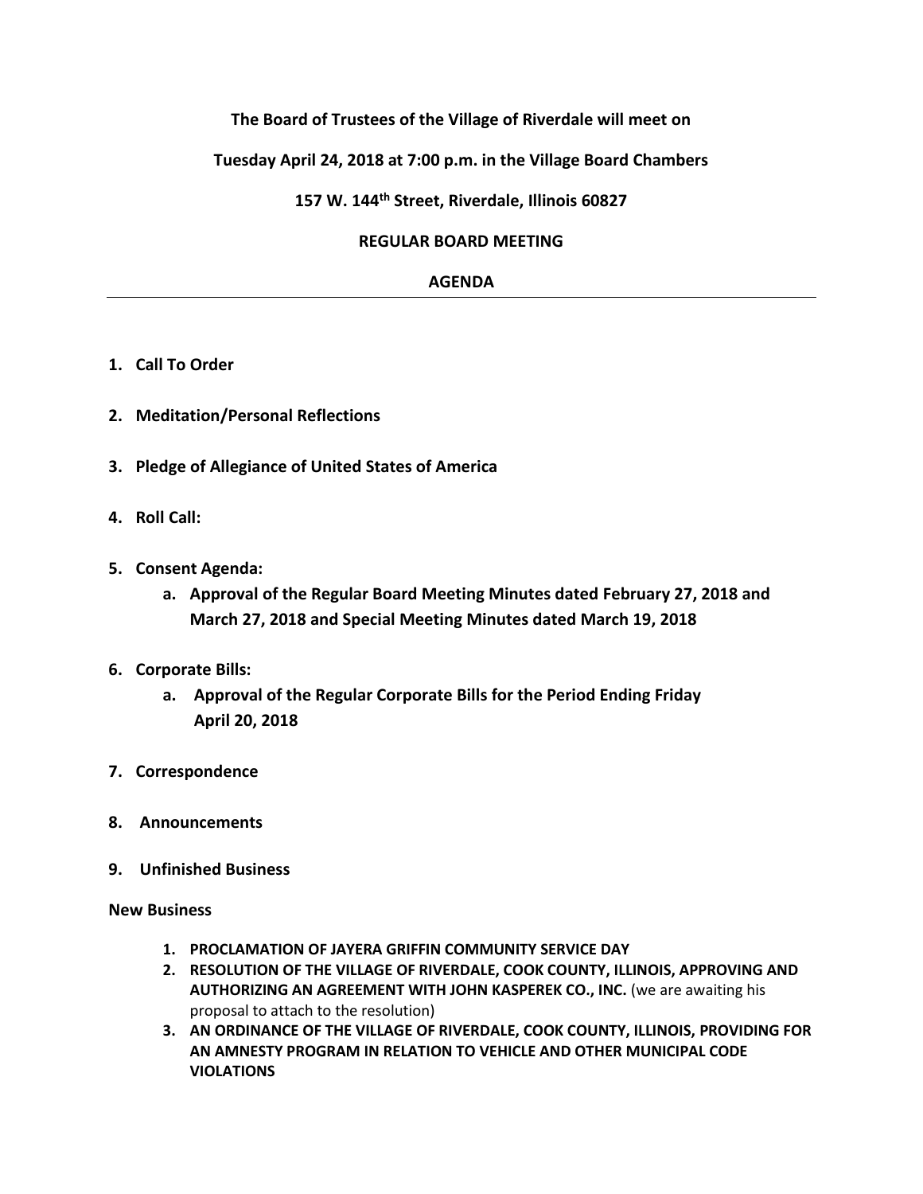**The Board of Trustees of the Village of Riverdale will meet on**

**Tuesday April 24, 2018 at 7:00 p.m. in the Village Board Chambers**

**157 W. 144th Street, Riverdale, Illinois 60827**

**REGULAR BOARD MEETING**

**AGENDA**

---

1. **Call To Order**

2. **Meditation/Personal Reflections**

3. **Pledge of Allegiance of United States of America**

4. **Roll Call:**

5. **Consent Agenda:**
   a. **Approval of the Regular Board Meeting Minutes dated February 27, 2018 and March 27, 2018 and Special Meeting Minutes dated March 19, 2018**

6. **Corporate Bills:**
   a. **Approval of the Regular Corporate Bills for the Period Ending Friday April 20, 2018**

7. **Correspondence**

8. **Announcements**

9. **Unfinished Business**

**New Business**

1. **PROCLAMATION OF JAYERA GRIFFIN COMMUNITY SERVICE DAY**
2. **RESOLUTION OF THE VILLAGE OF RIVERDALE, COOK COUNTY, ILLINOIS, APPROVING AND AUTHORIZING AN AGREEMENT WITH JOHN KASPEREK CO., INC.** (we are awaiting his proposal to attach to the resolution)
3. **AN ORDINANCE OF THE VILLAGE OF RIVERDALE, COOK COUNTY, ILLINOIS, PROVIDING FOR AN AMNESTY PROGRAM IN RELATION TO VEHICLE AND OTHER MUNICIPAL CODE VIOLATIONS**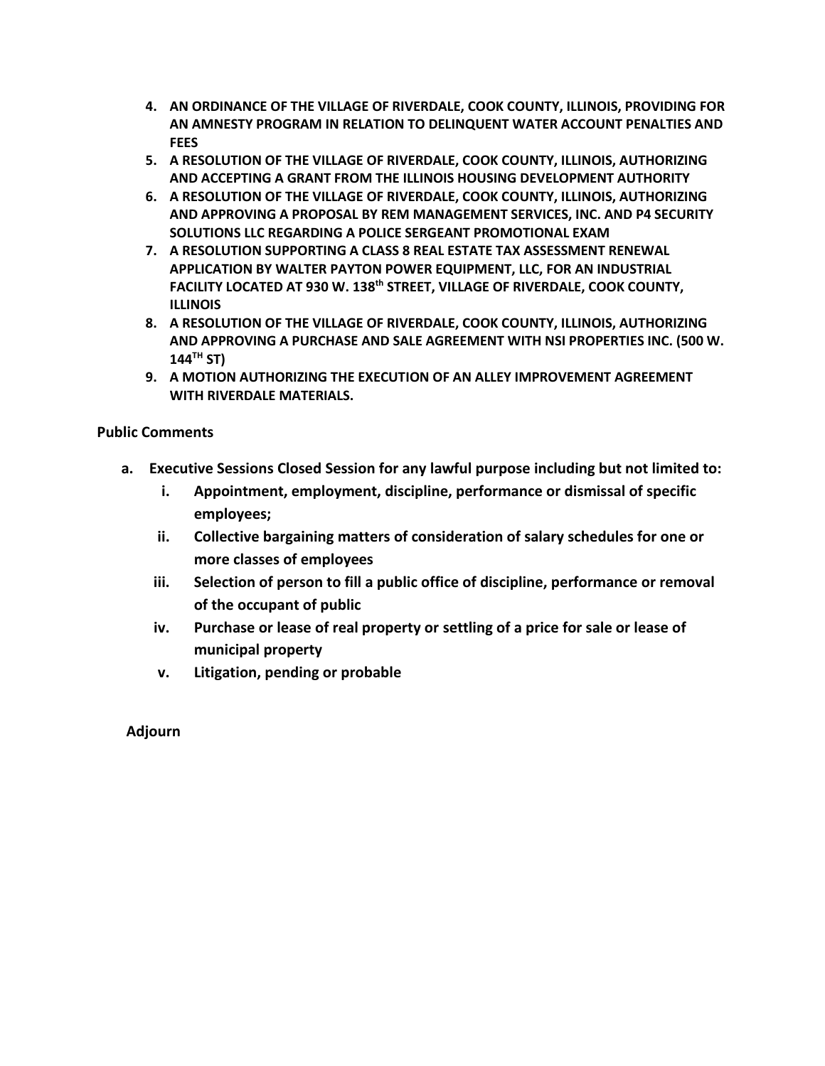4. **AN ORDINANCE OF THE VILLAGE OF RIVERDALE, COOK COUNTY, ILLINOIS, PROVIDING FOR AN AMNESTY PROGRAM IN RELATION TO DELINQUENT WATER ACCOUNT PENALTIES AND FEES**
5. **A RESOLUTION OF THE VILLAGE OF RIVERDALE, COOK COUNTY, ILLINOIS, AUTHORIZING AND ACCEPTING A GRANT FROM THE ILLINOIS HOUSING DEVELOPMENT AUTHORITY**
6. **A RESOLUTION OF THE VILLAGE OF RIVERDALE, COOK COUNTY, ILLINOIS, AUTHORIZING AND APPROVING A PROPOSAL BY REM MANAGEMENT SERVICES, INC. AND P4 SECURITY SOLUTIONS LLC REGARDING A POLICE SERGEANT PROMOTIONAL EXAM**
7. **A RESOLUTION SUPPORTING A CLASS 8 REAL ESTATE TAX ASSESSMENT RENEWAL APPLICATION BY WALTER PAYTON POWER EQUIPMENT, LLC, FOR AN INDUSTRIAL FACILITY LOCATED AT 930 W. 138th STREET, VILLAGE OF RIVERDALE, COOK COUNTY, ILLINOIS**
8. **A RESOLUTION OF THE VILLAGE OF RIVERDALE, COOK COUNTY, ILLINOIS, AUTHORIZING AND APPROVING A PURCHASE AND SALE AGREEMENT WITH NSI PROPERTIES INC. (500 W. 144TH ST)**
9. **A MOTION AUTHORIZING THE EXECUTION OF AN ALLEY IMPROVEMENT AGREEMENT WITH RIVERDALE MATERIALS.**

**Public Comments**

a. **Executive Sessions Closed Session for any lawful purpose including but not limited to:**
   i. **Appointment, employment, discipline, performance or dismissal of specific employees;**
   ii. **Collective bargaining matters of consideration of salary schedules for one or more classes of employees**
   iii. **Selection of person to fill a public office of discipline, performance or removal of the occupant of public**
   iv. **Purchase or lease of real property or settling of a price for sale or lease of municipal property**
   v. **Litigation, pending or probable**

**Adjourn**